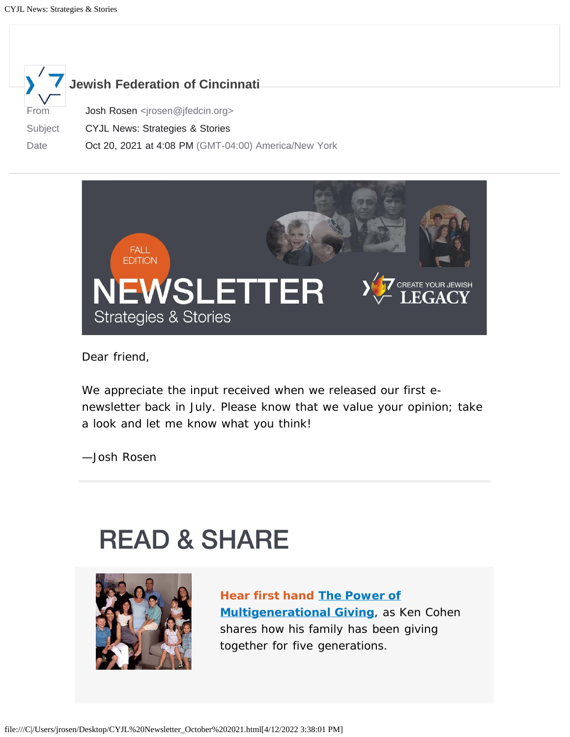**Jewish Federation of Cincinnati**

| | |
|---|---|
| From | Josh Rosen <jrosen@jfedcin.org> |
| Subject | CYJL News: Strategies & Stories |
| Date | Oct 20, 2021 at 4:08 PM (GMT-04:00) America/New York |

FALL EDITION

# NEWSLETTER

Strategies & Stories

CREATE YOUR JEWISH LEGACY

Dear friend,

We appreciate the input received when we released our first e-newsletter back in July. Please know that we value your opinion; take a look and let me know what you think!

—Josh Rosen

---

# READ & SHARE

**Hear first hand [The Power of Multigenerational Giving](#)**, as Ken Cohen shares how his family has been giving together for five generations.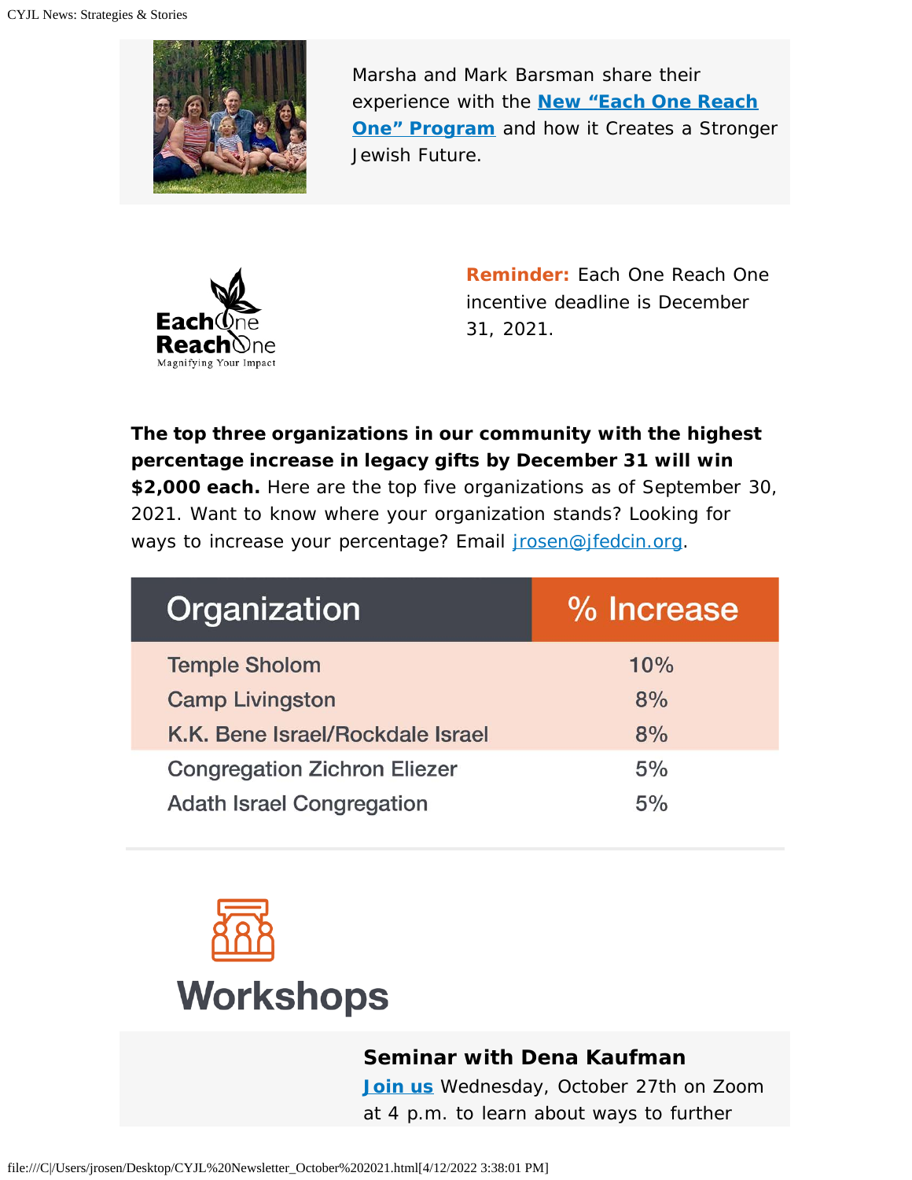Marsha and Mark Barsman share their experience with the **New "Each One Reach One" Program** and how it Creates a Stronger Jewish Future.

**Reminder:** Each One Reach One incentive deadline is December 31, 2021.

**The top three organizations in our community with the highest percentage increase in legacy gifts by December 31 will win $2,000 each.** Here are the top five organizations as of September 30, 2021. Want to know where your organization stands? Looking for ways to increase your percentage? Email jrosen@jfedcin.org.

| Organization | % Increase |
| --- | --- |
| Temple Sholom | 10% |
| Camp Livingston | 8% |
| K.K. Bene Israel/Rockdale Israel | 8% |
| Congregation Zichron Eliezer | 5% |
| Adath Israel Congregation | 5% |

## Workshops

### Seminar with Dena Kaufman

**Join us** Wednesday, October 27th on Zoom at 4 p.m. to learn about ways to further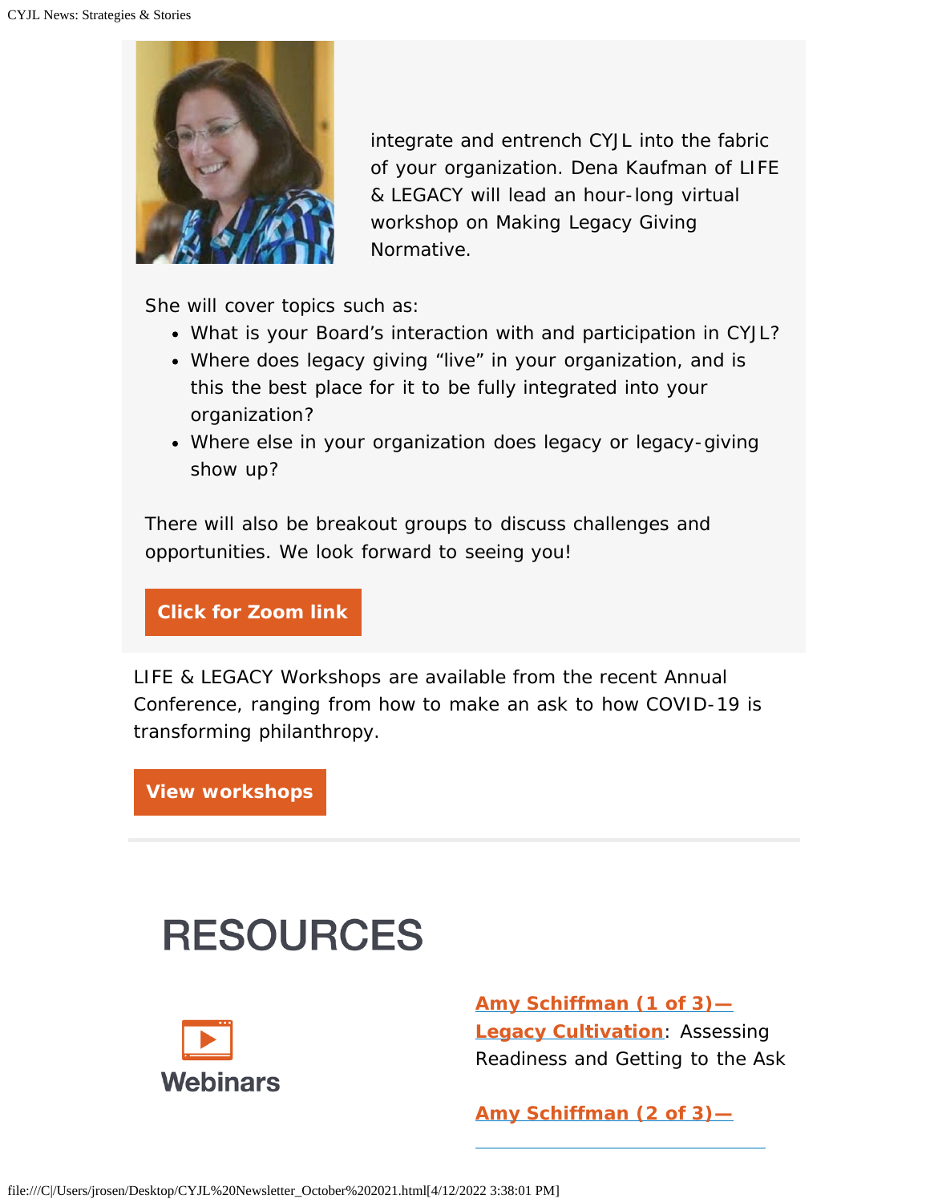integrate and entrench CYJL into the fabric of your organization. Dena Kaufman of LIFE & LEGACY will lead an hour-long virtual workshop on Making Legacy Giving Normative.

She will cover topics such as:

- What is your Board's interaction with and participation in CYJL?
- Where does legacy giving "live" in your organization, and is this the best place for it to be fully integrated into your organization?
- Where else in your organization does legacy or legacy-giving show up?

There will also be breakout groups to discuss challenges and opportunities. We look forward to seeing you!

**Click for Zoom link**

LIFE & LEGACY Workshops are available from the recent Annual Conference, ranging from how to make an ask to how COVID-19 is transforming philanthropy.

**View workshops**

# RESOURCES

**Webinars**

**Amy Schiffman (1 of 3)—Legacy Cultivation**: Assessing Readiness and Getting to the Ask

**Amy Schiffman (2 of 3)—**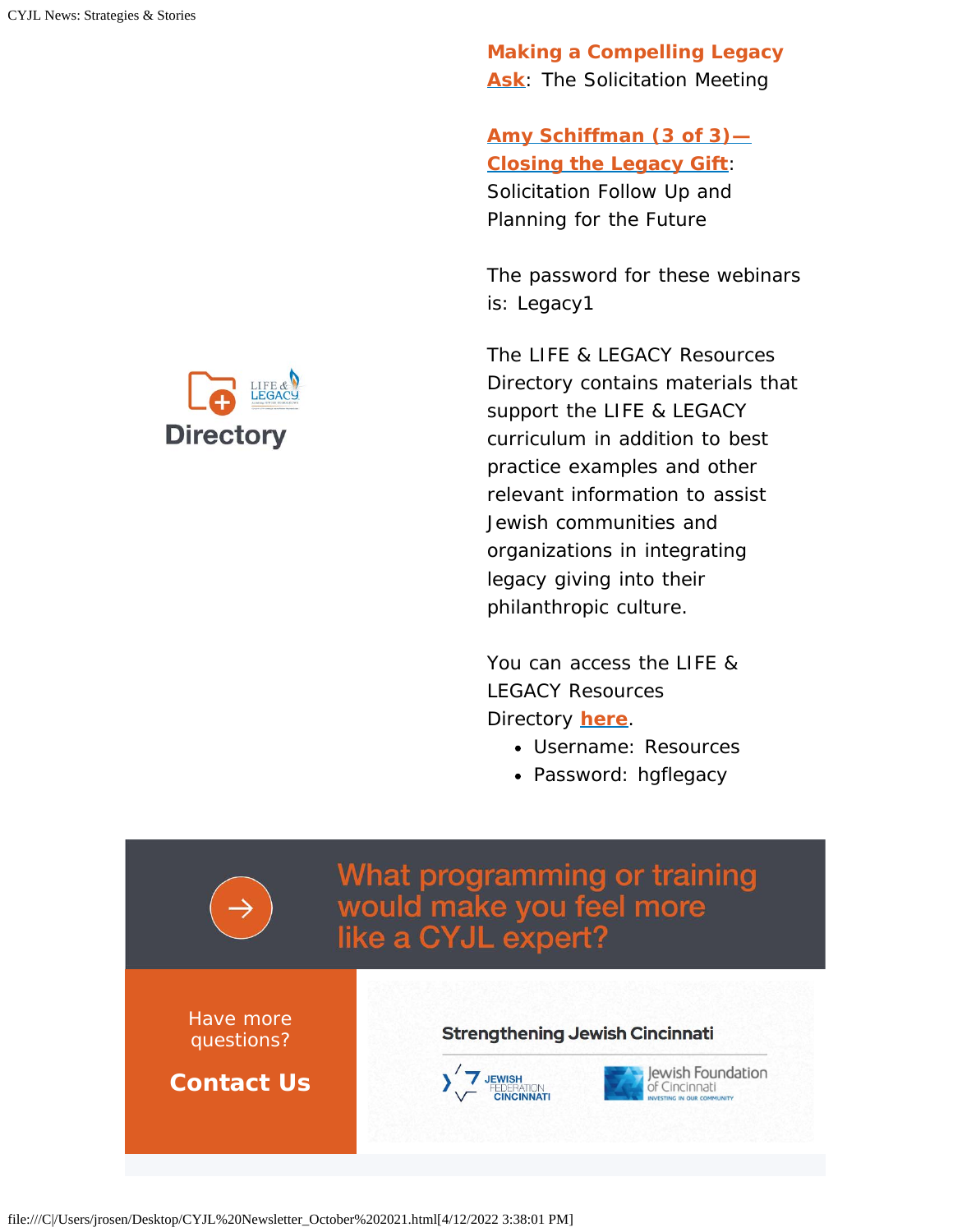**Making a Compelling Legacy Ask**: The Solicitation Meeting

**Amy Schiffman (3 of 3)—Closing the Legacy Gift**: Solicitation Follow Up and Planning for the Future

The password for these webinars is: Legacy1

Directory

The LIFE & LEGACY Resources Directory contains materials that support the LIFE & LEGACY curriculum in addition to best practice examples and other relevant information to assist Jewish communities and organizations in integrating legacy giving into their philanthropic culture.

You can access the LIFE & LEGACY Resources Directory **here**.

- Username: Resources
- Password: hgflegacy

What programming or training would make you feel more like a CYJL expert?

Have more questions?

**Contact Us**

Strengthening Jewish Cincinnati

Jewish Federation Cincinnati

Jewish Foundation of Cincinnati — Investing in our community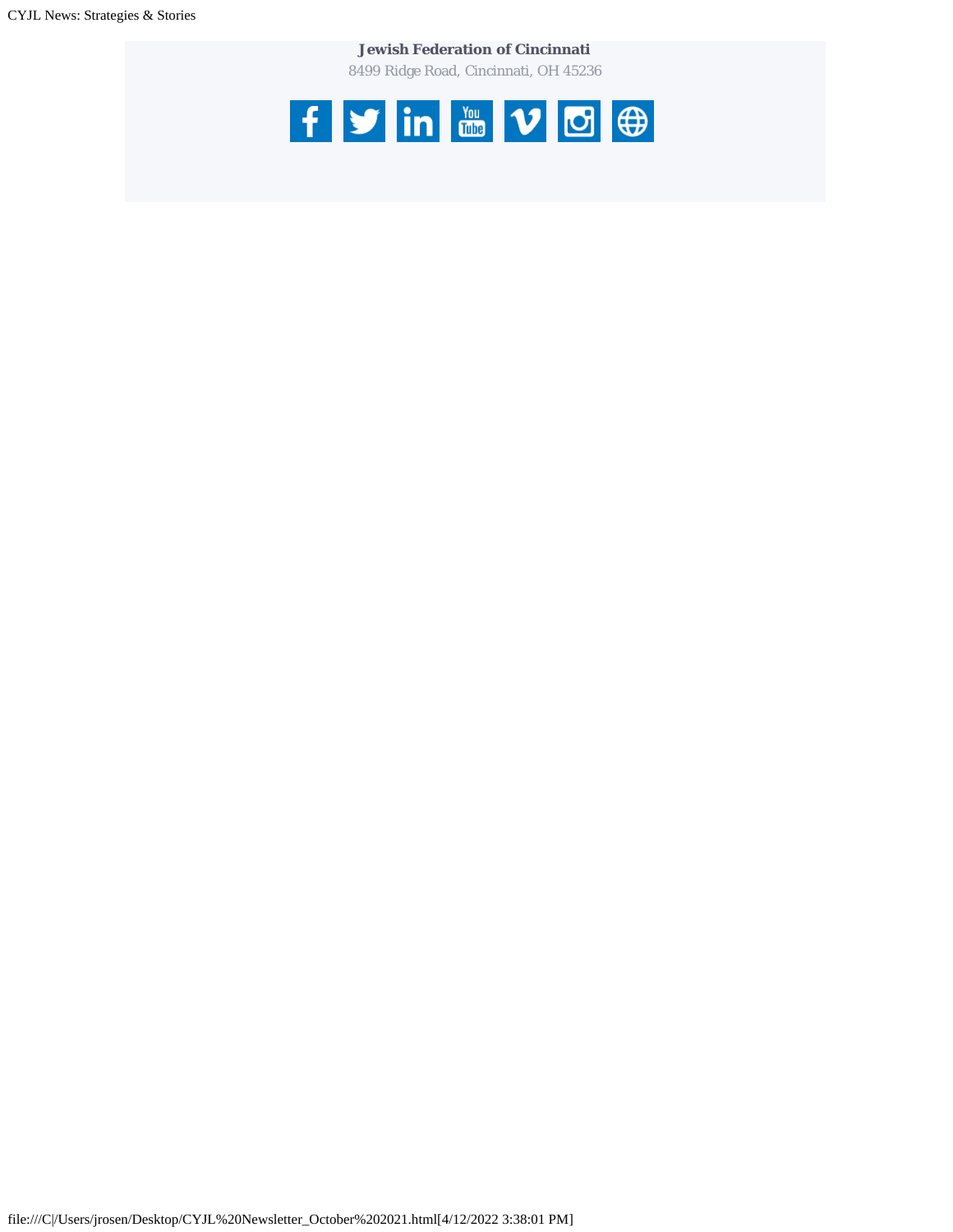**Jewish Federation of Cincinnati**

8499 Ridge Road, Cincinnati, OH 45236